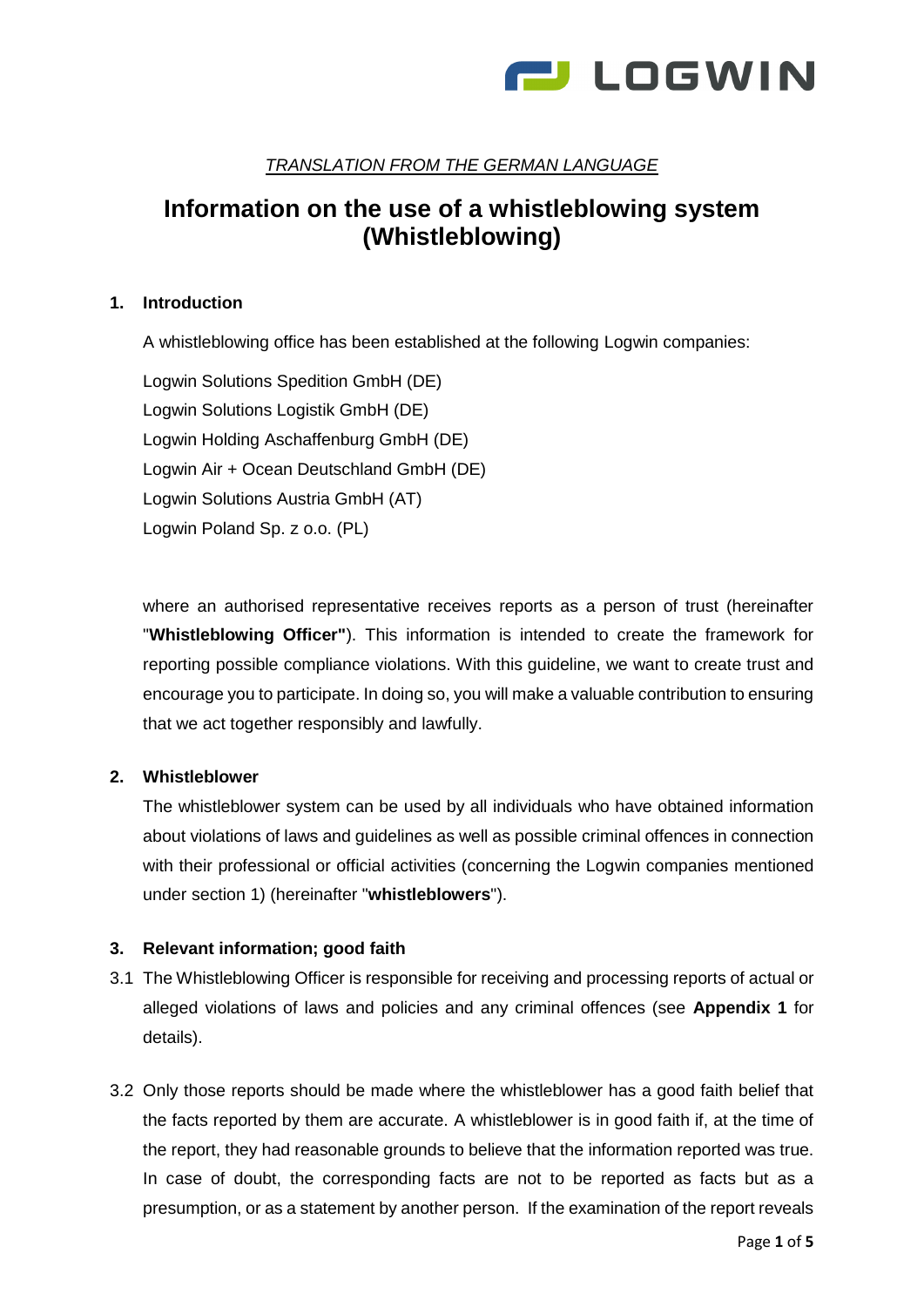*TRANSLATION FROM THE GERMAN LANGUAGE*

# Information on the use of a whistleblowing system (Whistleblowing)

## 1. Introduction

A whistleblowing office has been established at the following Logwin companies:

Logwin Solutions Spedition GmbH (DE)
Logwin Solutions Logistik GmbH (DE)
Logwin Holding Aschaffenburg GmbH (DE)
Logwin Air + Ocean Deutschland GmbH (DE)
Logwin Solutions Austria GmbH (AT)
Logwin Poland Sp. z o.o. (PL)

where an authorised representative receives reports as a person of trust (hereinafter "**Whistleblowing Officer"**). This information is intended to create the framework for reporting possible compliance violations. With this guideline, we want to create trust and encourage you to participate. In doing so, you will make a valuable contribution to ensuring that we act together responsibly and lawfully.

## 2. Whistleblower

The whistleblower system can be used by all individuals who have obtained information about violations of laws and guidelines as well as possible criminal offences in connection with their professional or official activities (concerning the Logwin companies mentioned under section 1) (hereinafter "**whistleblowers**").

## 3. Relevant information; good faith

3.1 The Whistleblowing Officer is responsible for receiving and processing reports of actual or alleged violations of laws and policies and any criminal offences (see **Appendix 1** for details).

3.2 Only those reports should be made where the whistleblower has a good faith belief that the facts reported by them are accurate. A whistleblower is in good faith if, at the time of the report, they had reasonable grounds to believe that the information reported was true. In case of doubt, the corresponding facts are not to be reported as facts but as a presumption, or as a statement by another person. If the examination of the report reveals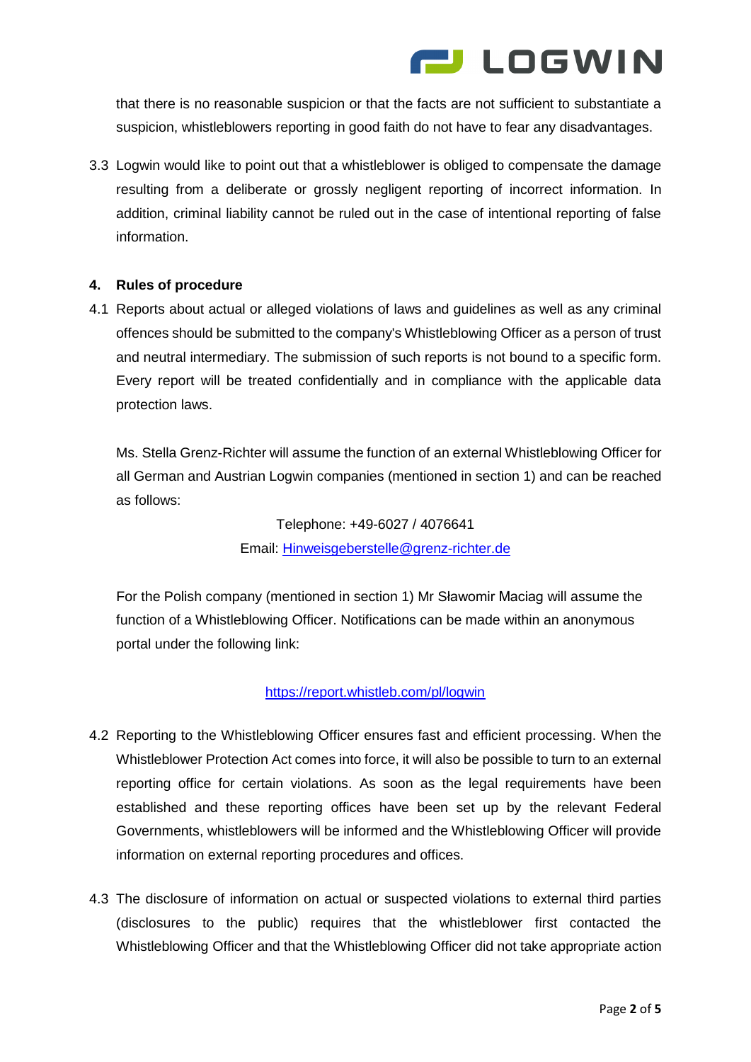that there is no reasonable suspicion or that the facts are not sufficient to substantiate a suspicion, whistleblowers reporting in good faith do not have to fear any disadvantages.

3.3 Logwin would like to point out that a whistleblower is obliged to compensate the damage resulting from a deliberate or grossly negligent reporting of incorrect information. In addition, criminal liability cannot be ruled out in the case of intentional reporting of false information.

**4. Rules of procedure**

4.1 Reports about actual or alleged violations of laws and guidelines as well as any criminal offences should be submitted to the company's Whistleblowing Officer as a person of trust and neutral intermediary. The submission of such reports is not bound to a specific form. Every report will be treated confidentially and in compliance with the applicable data protection laws.

Ms. Stella Grenz-Richter will assume the function of an external Whistleblowing Officer for all German and Austrian Logwin companies (mentioned in section 1) and can be reached as follows:

Telephone: +49-6027 / 4076641
Email: Hinweisgeberstelle@grenz-richter.de

For the Polish company (mentioned in section 1) Mr Sławomir Maciag will assume the function of a Whistleblowing Officer. Notifications can be made within an anonymous portal under the following link:

https://report.whistleb.com/pl/logwin

4.2 Reporting to the Whistleblowing Officer ensures fast and efficient processing. When the Whistleblower Protection Act comes into force, it will also be possible to turn to an external reporting office for certain violations. As soon as the legal requirements have been established and these reporting offices have been set up by the relevant Federal Governments, whistleblowers will be informed and the Whistleblowing Officer will provide information on external reporting procedures and offices.

4.3 The disclosure of information on actual or suspected violations to external third parties (disclosures to the public) requires that the whistleblower first contacted the Whistleblowing Officer and that the Whistleblowing Officer did not take appropriate action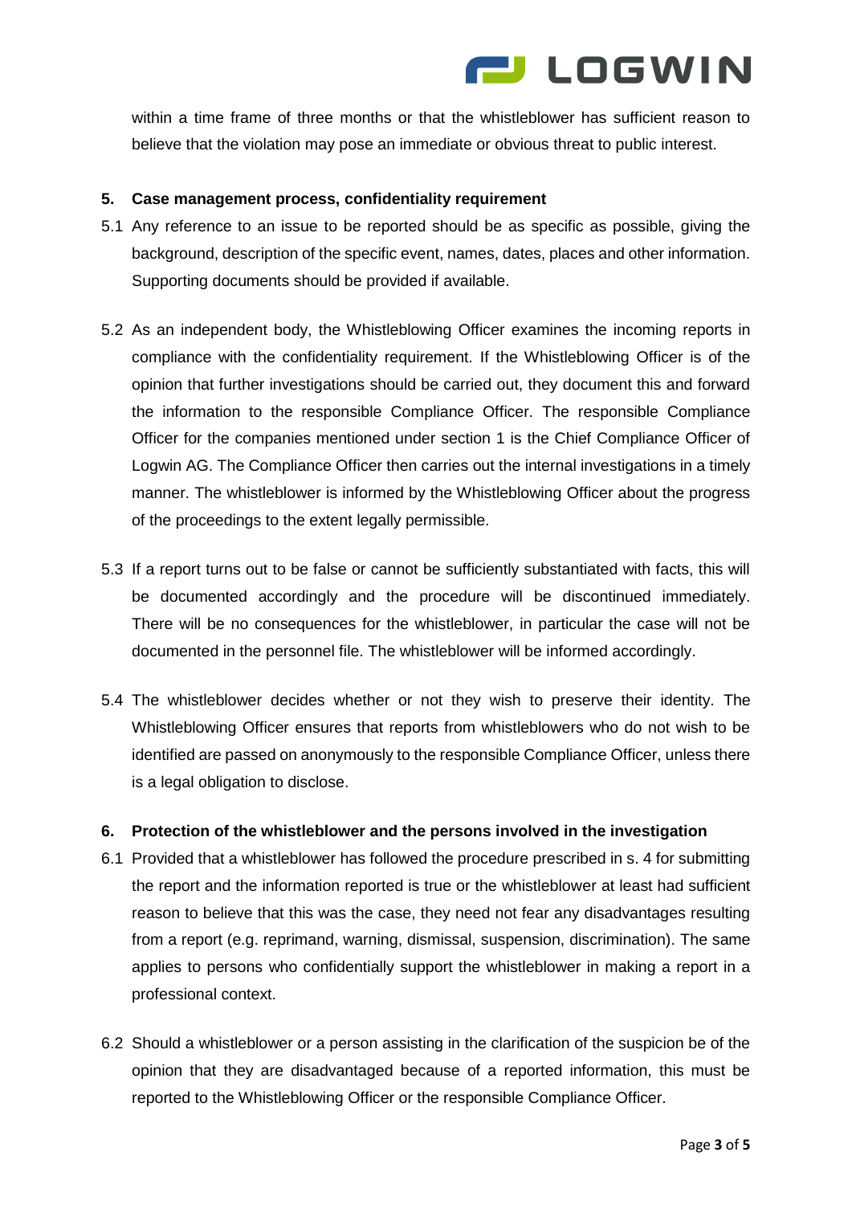within a time frame of three months or that the whistleblower has sufficient reason to believe that the violation may pose an immediate or obvious threat to public interest.

## 5. Case management process, confidentiality requirement

5.1 Any reference to an issue to be reported should be as specific as possible, giving the background, description of the specific event, names, dates, places and other information. Supporting documents should be provided if available.

5.2 As an independent body, the Whistleblowing Officer examines the incoming reports in compliance with the confidentiality requirement. If the Whistleblowing Officer is of the opinion that further investigations should be carried out, they document this and forward the information to the responsible Compliance Officer. The responsible Compliance Officer for the companies mentioned under section 1 is the Chief Compliance Officer of Logwin AG. The Compliance Officer then carries out the internal investigations in a timely manner. The whistleblower is informed by the Whistleblowing Officer about the progress of the proceedings to the extent legally permissible.

5.3 If a report turns out to be false or cannot be sufficiently substantiated with facts, this will be documented accordingly and the procedure will be discontinued immediately. There will be no consequences for the whistleblower, in particular the case will not be documented in the personnel file. The whistleblower will be informed accordingly.

5.4 The whistleblower decides whether or not they wish to preserve their identity. The Whistleblowing Officer ensures that reports from whistleblowers who do not wish to be identified are passed on anonymously to the responsible Compliance Officer, unless there is a legal obligation to disclose.

## 6. Protection of the whistleblower and the persons involved in the investigation

6.1 Provided that a whistleblower has followed the procedure prescribed in s. 4 for submitting the report and the information reported is true or the whistleblower at least had sufficient reason to believe that this was the case, they need not fear any disadvantages resulting from a report (e.g. reprimand, warning, dismissal, suspension, discrimination). The same applies to persons who confidentially support the whistleblower in making a report in a professional context.

6.2 Should a whistleblower or a person assisting in the clarification of the suspicion be of the opinion that they are disadvantaged because of a reported information, this must be reported to the Whistleblowing Officer or the responsible Compliance Officer.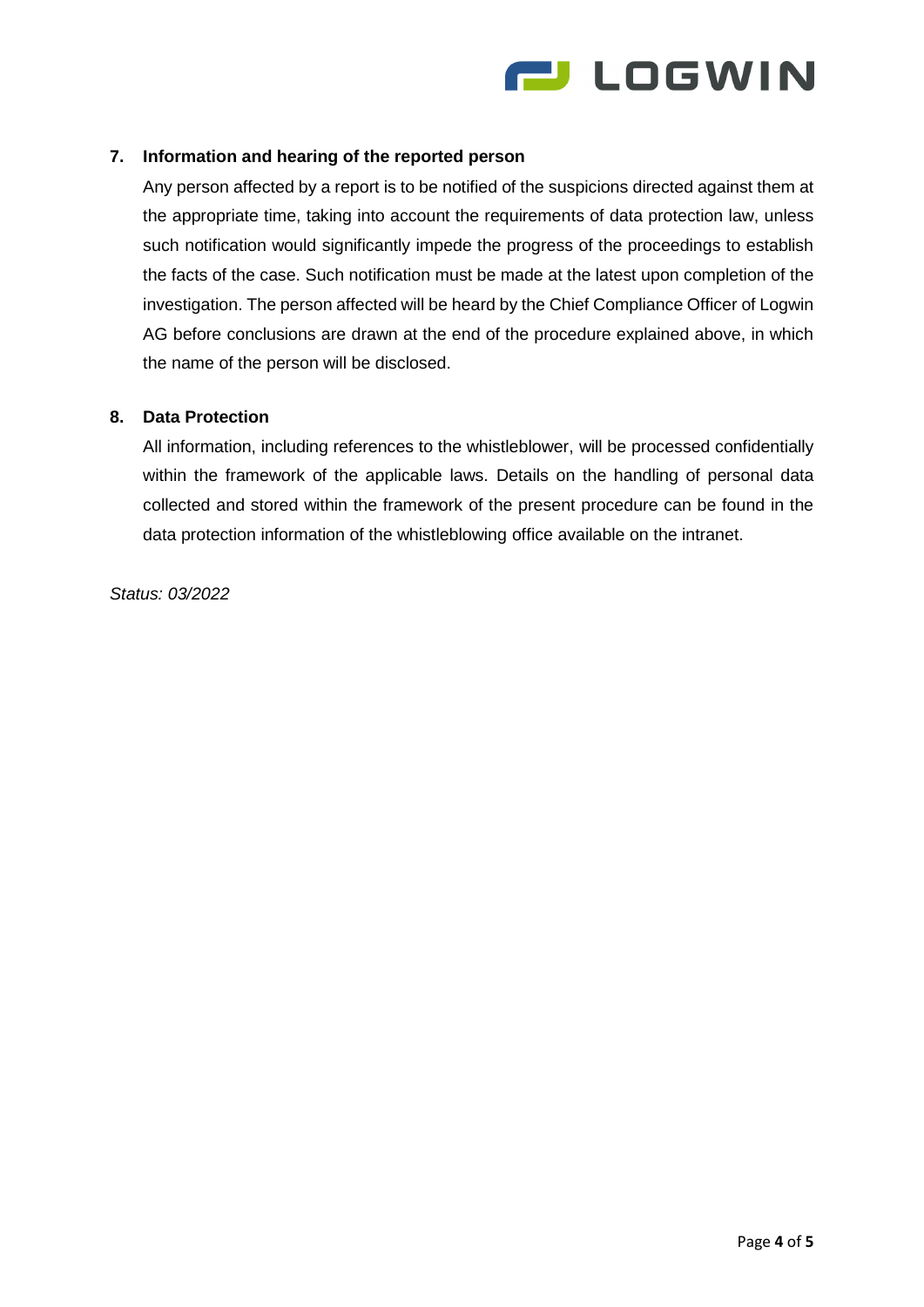## 7. Information and hearing of the reported person

Any person affected by a report is to be notified of the suspicions directed against them at the appropriate time, taking into account the requirements of data protection law, unless such notification would significantly impede the progress of the proceedings to establish the facts of the case. Such notification must be made at the latest upon completion of the investigation. The person affected will be heard by the Chief Compliance Officer of Logwin AG before conclusions are drawn at the end of the procedure explained above, in which the name of the person will be disclosed.

## 8. Data Protection

All information, including references to the whistleblower, will be processed confidentially within the framework of the applicable laws. Details on the handling of personal data collected and stored within the framework of the present procedure can be found in the data protection information of the whistleblowing office available on the intranet.

*Status: 03/2022*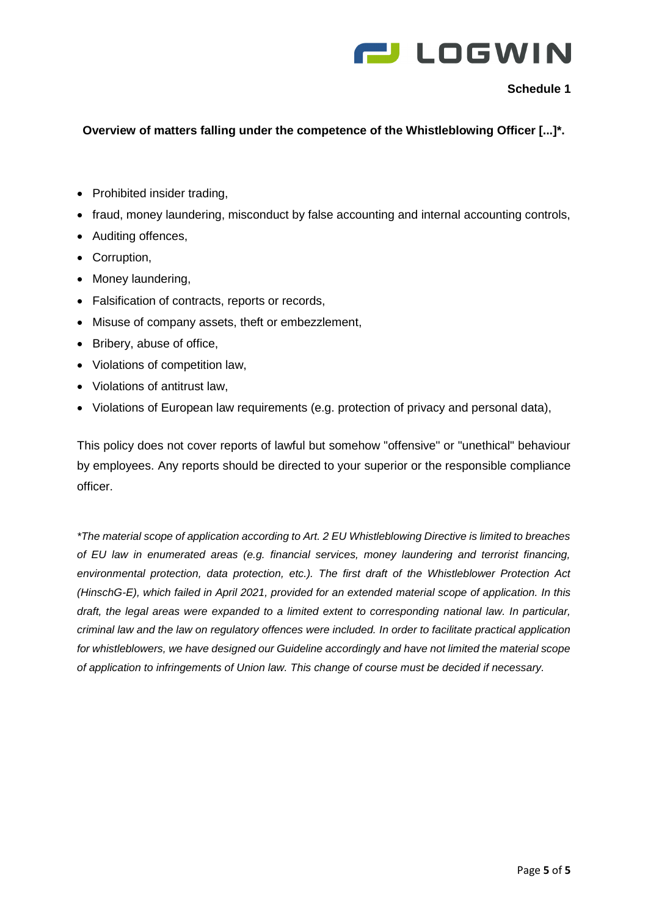**Schedule 1**

**Overview of matters falling under the competence of the Whistleblowing Officer [...]*.**

- Prohibited insider trading,
- fraud, money laundering, misconduct by false accounting and internal accounting controls,
- Auditing offences,
- Corruption,
- Money laundering,
- Falsification of contracts, reports or records,
- Misuse of company assets, theft or embezzlement,
- Bribery, abuse of office,
- Violations of competition law,
- Violations of antitrust law,
- Violations of European law requirements (e.g. protection of privacy and personal data),

This policy does not cover reports of lawful but somehow "offensive" or "unethical" behaviour by employees. Any reports should be directed to your superior or the responsible compliance officer.

*\*The material scope of application according to Art. 2 EU Whistleblowing Directive is limited to breaches of EU law in enumerated areas (e.g. financial services, money laundering and terrorist financing, environmental protection, data protection, etc.). The first draft of the Whistleblower Protection Act (HinschG-E), which failed in April 2021, provided for an extended material scope of application. In this draft, the legal areas were expanded to a limited extent to corresponding national law. In particular, criminal law and the law on regulatory offences were included. In order to facilitate practical application for whistleblowers, we have designed our Guideline accordingly and have not limited the material scope of application to infringements of Union law. This change of course must be decided if necessary.*